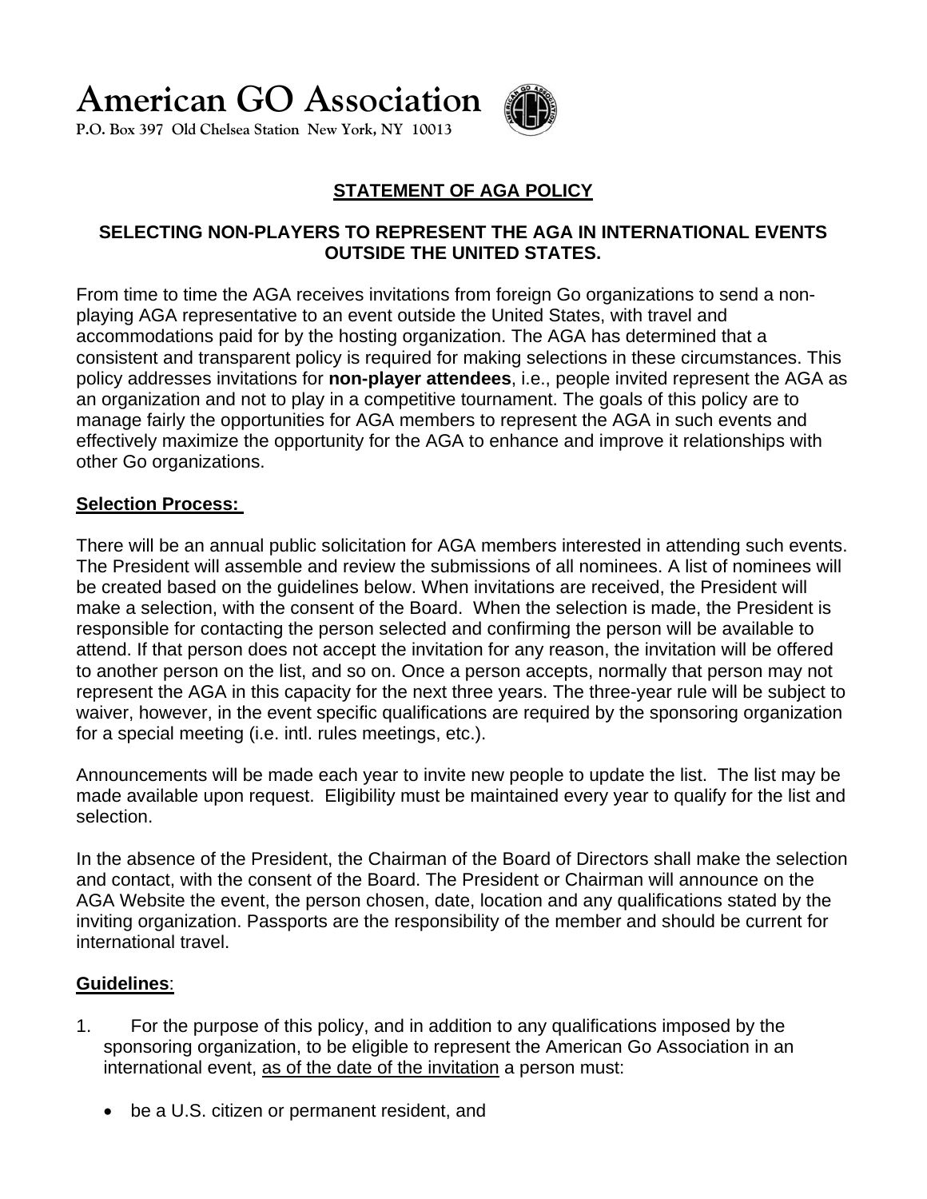# American GO Association

P.O. Box 397 Old Chelsea Station New York, NY 10013

## STATEMENT OF AGA POLICY

### SELECTING NON-PLAYERS TO REPRESENT THE AGA IN INTERNATIONAL EVENTS OUTSIDE THE UNITED STATES.

From time to time the AGA receives invitations from foreign Go organizations to send a non-playing AGA representative to an event outside the United States, with travel and accommodations paid for by the hosting organization. The AGA has determined that a consistent and transparent policy is required for making selections in these circumstances. This policy addresses invitations for **non-player attendees**, i.e., people invited represent the AGA as an organization and not to play in a competitive tournament. The goals of this policy are to manage fairly the opportunities for AGA members to represent the AGA in such events and effectively maximize the opportunity for the AGA to enhance and improve it relationships with other Go organizations.

**Selection Process:**

There will be an annual public solicitation for AGA members interested in attending such events. The President will assemble and review the submissions of all nominees. A list of nominees will be created based on the guidelines below. When invitations are received, the President will make a selection, with the consent of the Board. When the selection is made, the President is responsible for contacting the person selected and confirming the person will be available to attend. If that person does not accept the invitation for any reason, the invitation will be offered to another person on the list, and so on. Once a person accepts, normally that person may not represent the AGA in this capacity for the next three years. The three-year rule will be subject to waiver, however, in the event specific qualifications are required by the sponsoring organization for a special meeting (i.e. intl. rules meetings, etc.).

Announcements will be made each year to invite new people to update the list. The list may be made available upon request. Eligibility must be maintained every year to qualify for the list and selection.

In the absence of the President, the Chairman of the Board of Directors shall make the selection and contact, with the consent of the Board. The President or Chairman will announce on the AGA Website the event, the person chosen, date, location and any qualifications stated by the inviting organization. Passports are the responsibility of the member and should be current for international travel.

**Guidelines**:

1. For the purpose of this policy, and in addition to any qualifications imposed by the sponsoring organization, to be eligible to represent the American Go Association in an international event, as of the date of the invitation a person must:

   - be a U.S. citizen or permanent resident, and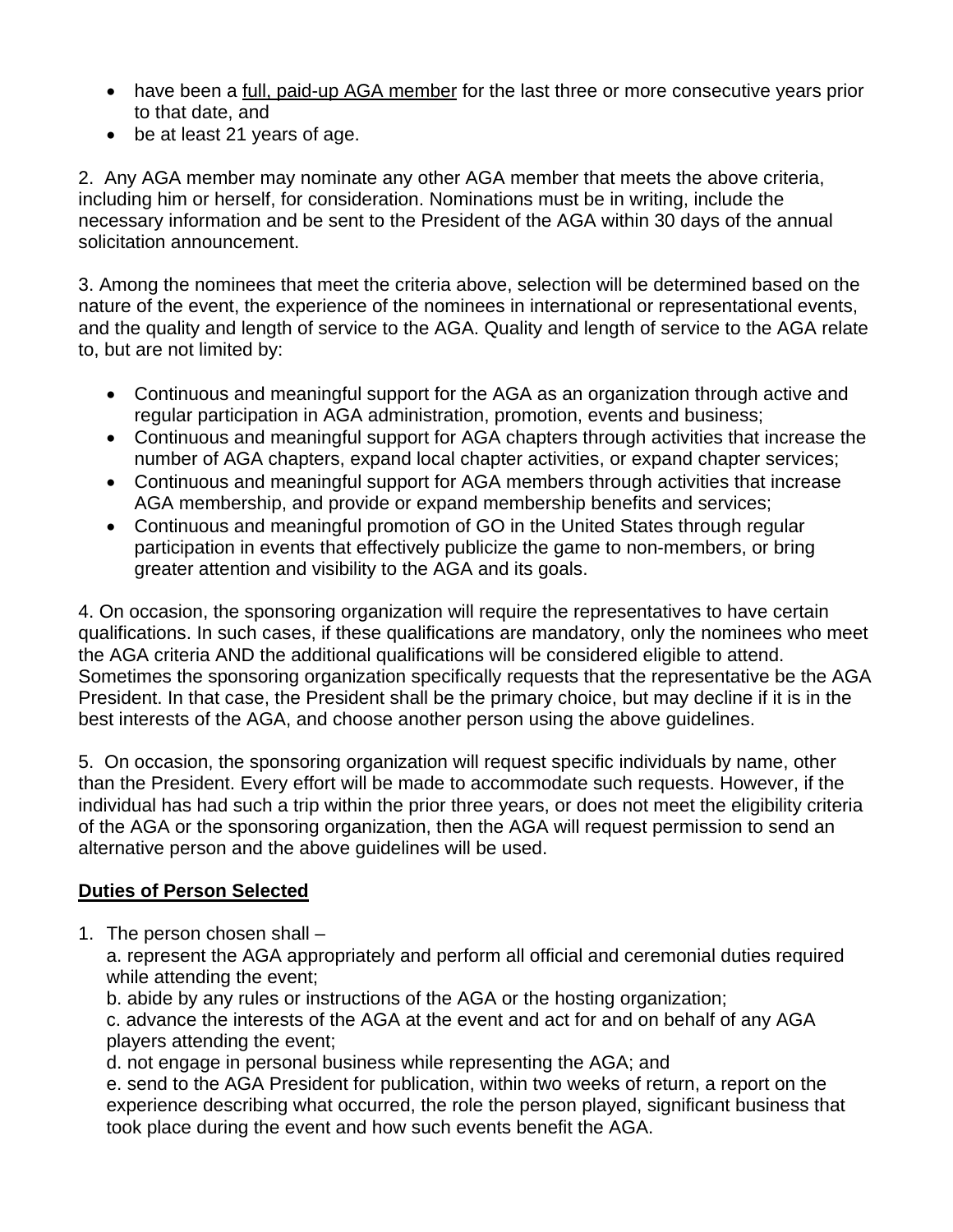- have been a full, paid-up AGA member for the last three or more consecutive years prior to that date, and
- be at least 21 years of age.

2. Any AGA member may nominate any other AGA member that meets the above criteria, including him or herself, for consideration. Nominations must be in writing, include the necessary information and be sent to the President of the AGA within 30 days of the annual solicitation announcement.

3. Among the nominees that meet the criteria above, selection will be determined based on the nature of the event, the experience of the nominees in international or representational events, and the quality and length of service to the AGA. Quality and length of service to the AGA relate to, but are not limited by:

- Continuous and meaningful support for the AGA as an organization through active and regular participation in AGA administration, promotion, events and business;
- Continuous and meaningful support for AGA chapters through activities that increase the number of AGA chapters, expand local chapter activities, or expand chapter services;
- Continuous and meaningful support for AGA members through activities that increase AGA membership, and provide or expand membership benefits and services;
- Continuous and meaningful promotion of GO in the United States through regular participation in events that effectively publicize the game to non-members, or bring greater attention and visibility to the AGA and its goals.

4. On occasion, the sponsoring organization will require the representatives to have certain qualifications. In such cases, if these qualifications are mandatory, only the nominees who meet the AGA criteria AND the additional qualifications will be considered eligible to attend. Sometimes the sponsoring organization specifically requests that the representative be the AGA President. In that case, the President shall be the primary choice, but may decline if it is in the best interests of the AGA, and choose another person using the above guidelines.

5. On occasion, the sponsoring organization will request specific individuals by name, other than the President. Every effort will be made to accommodate such requests. However, if the individual has had such a trip within the prior three years, or does not meet the eligibility criteria of the AGA or the sponsoring organization, then the AGA will request permission to send an alternative person and the above guidelines will be used.

**Duties of Person Selected**

1. The person chosen shall –
   a. represent the AGA appropriately and perform all official and ceremonial duties required while attending the event;
   b. abide by any rules or instructions of the AGA or the hosting organization;
   c. advance the interests of the AGA at the event and act for and on behalf of any AGA players attending the event;
   d. not engage in personal business while representing the AGA; and
   e. send to the AGA President for publication, within two weeks of return, a report on the experience describing what occurred, the role the person played, significant business that took place during the event and how such events benefit the AGA.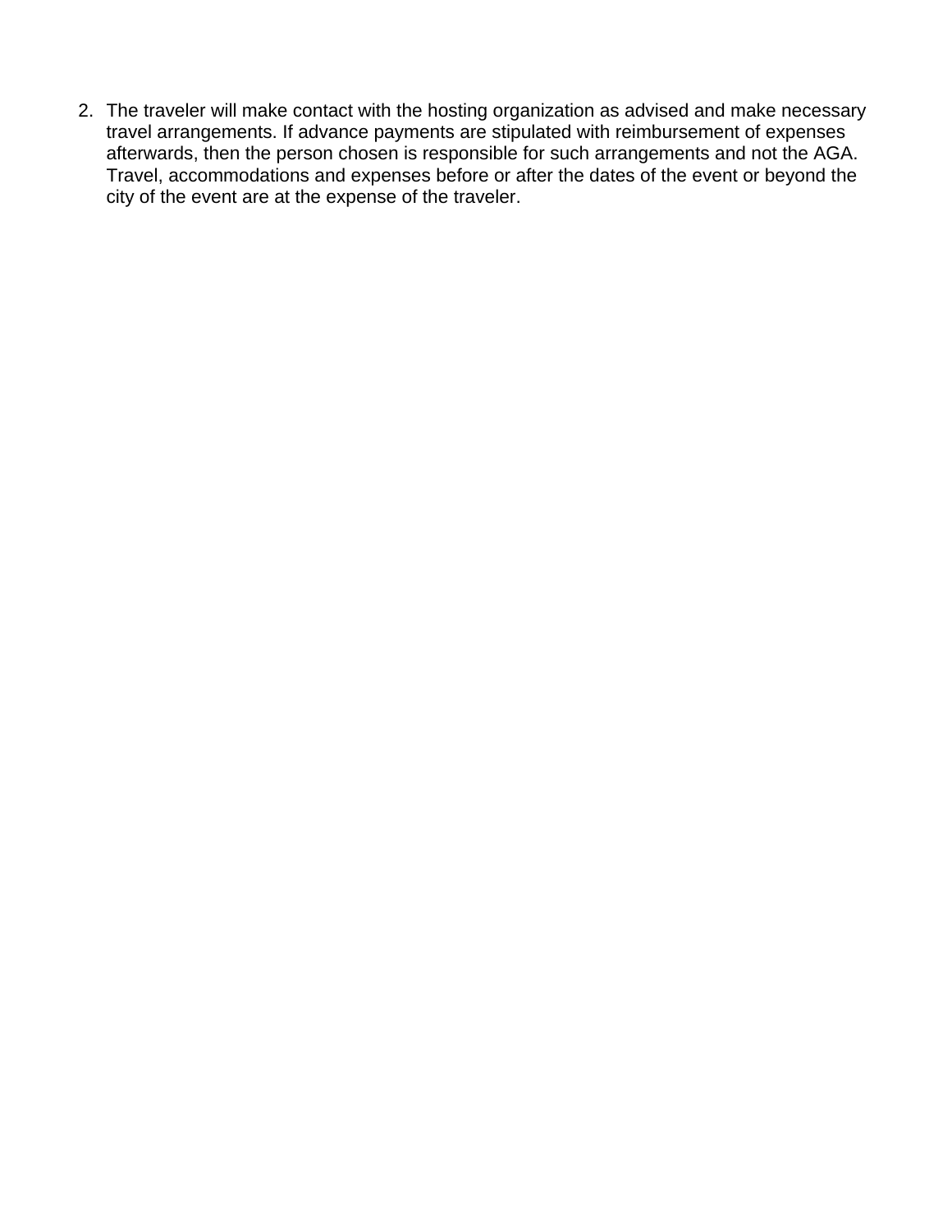2. The traveler will make contact with the hosting organization as advised and make necessary travel arrangements. If advance payments are stipulated with reimbursement of expenses afterwards, then the person chosen is responsible for such arrangements and not the AGA. Travel, accommodations and expenses before or after the dates of the event or beyond the city of the event are at the expense of the traveler.